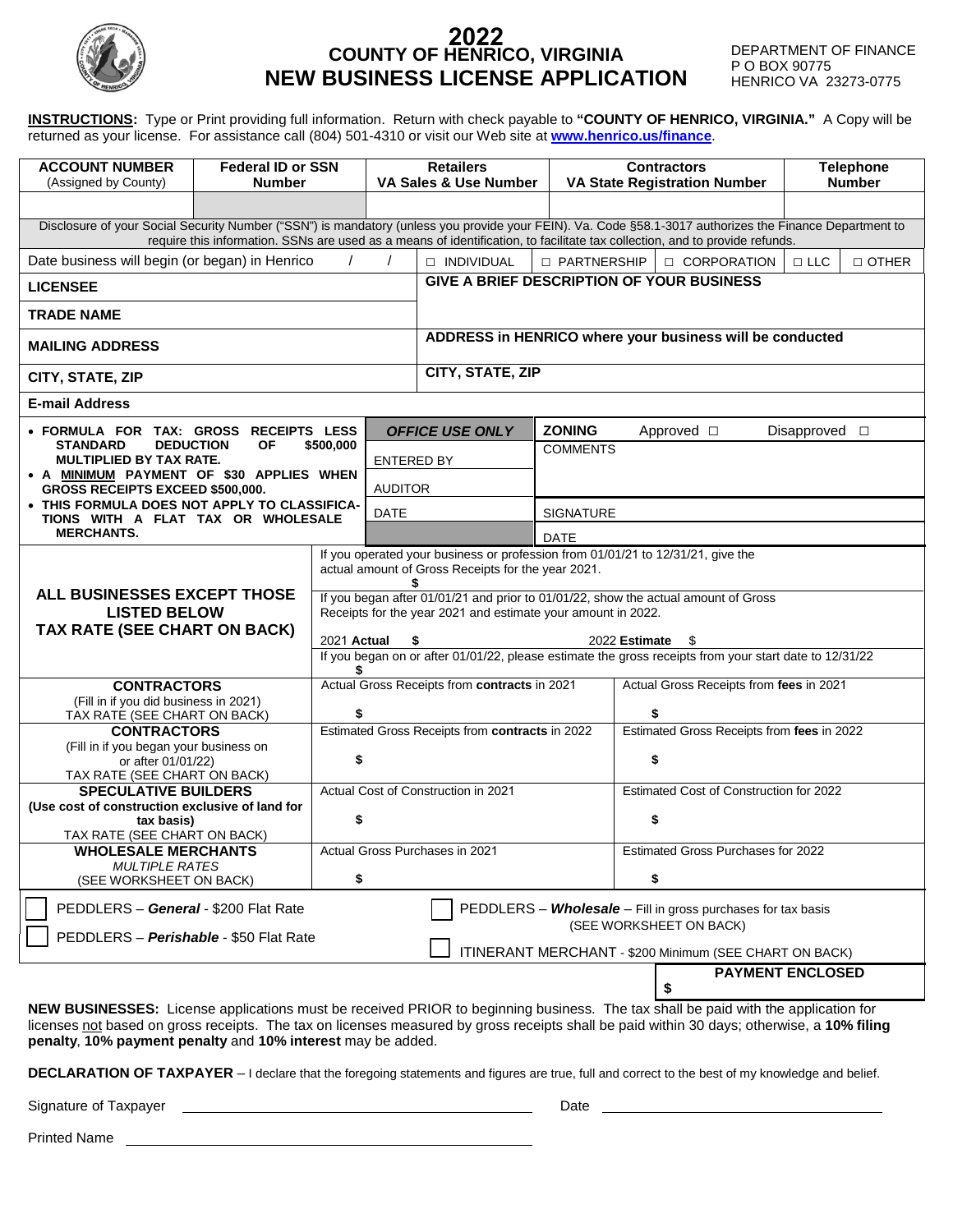# 2022
# COUNTY OF HENRICO, VIRGINIA
# NEW BUSINESS LICENSE APPLICATION

DEPARTMENT OF FINANCE
P O BOX 90775
HENRICO VA 23273-0775

**INSTRUCTIONS:** Type or Print providing full information. Return with check payable to **"COUNTY OF HENRICO, VIRGINIA."** A Copy will be returned as your license. For assistance call (804) 501-4310 or visit our Web site at **www.henrico.us/finance**.

| **ACCOUNT NUMBER** (Assigned by County) | **Federal ID or SSN Number** | **Retailers VA Sales & Use Number** | **Contractors VA State Registration Number** | **Telephone Number** |
|---|---|---|---|---|
| | | | | |

Disclosure of your Social Security Number ("SSN") is mandatory (unless you provide your FEIN). Va. Code §58.1-3017 authorizes the Finance Department to require this information. SSNs are used as a means of identification, to facilitate tax collection, and to provide refunds.

| Date business will begin (or began) in Henrico / / | □ INDIVIDUAL | □ PARTNERSHIP | □ CORPORATION | □ LLC | □ OTHER |
|---|---|---|---|---|---|

| | |
|---|---|
| **LICENSEE** | **GIVE A BRIEF DESCRIPTION OF YOUR BUSINESS** |
| **TRADE NAME** | |
| **MAILING ADDRESS** | **ADDRESS in HENRICO where your business will be conducted** |
| **CITY, STATE, ZIP** | **CITY, STATE, ZIP** |
| **E-mail Address** | |

- **FORMULA FOR TAX: GROSS RECEIPTS LESS STANDARD DEDUCTION OF $500,000 MULTIPLIED BY TAX RATE.**
- **A MINIMUM PAYMENT OF $30 APPLIES WHEN GROSS RECEIPTS EXCEED $500,000.**
- **THIS FORMULA DOES NOT APPLY TO CLASSIFICATIONS WITH A FLAT TAX OR WHOLESALE MERCHANTS.**

| ***OFFICE USE ONLY*** | **ZONING** Approved □ Disapproved □ |
|---|---|
| ENTERED BY | COMMENTS |
| AUDITOR | |
| DATE | SIGNATURE |
| | DATE |

| | | |
|---|---|---|
| **ALL BUSINESSES EXCEPT THOSE LISTED BELOW TAX RATE (SEE CHART ON BACK)** | If you operated your business or profession from 01/01/21 to 12/31/21, give the actual amount of Gross Receipts for the year 2021. $ | |
| | If you began after 01/01/21 and prior to 01/01/22, show the actual amount of Gross Receipts for the year 2021 and estimate your amount in 2022. **2021 Actual** $ | **2022 Estimate** $ |
| | If you began on or after 01/01/22, please estimate the gross receipts from your start date to 12/31/22 $ | |
| **CONTRACTORS** (Fill in if you did business in 2021) TAX RATE (SEE CHART ON BACK) | Actual Gross Receipts from **contracts** in 2021 $ | Actual Gross Receipts from **fees** in 2021 $ |
| **CONTRACTORS** (Fill in if you began your business on or after 01/01/22) TAX RATE (SEE CHART ON BACK) | Estimated Gross Receipts from **contracts** in 2022 $ | Estimated Gross Receipts from **fees** in 2022 $ |
| **SPECULATIVE BUILDERS (Use cost of construction exclusive of land for tax basis)** TAX RATE (SEE CHART ON BACK) | Actual Cost of Construction in 2021 $ | Estimated Cost of Construction for 2022 $ |
| **WHOLESALE MERCHANTS** *MULTIPLE RATES* (SEE WORKSHEET ON BACK) | Actual Gross Purchases in 2021 $ | Estimated Gross Purchases for 2022 $ |

☐ PEDDLERS – ***General*** - $200 Flat Rate

☐ PEDDLERS – ***Perishable*** - $50 Flat Rate

☐ PEDDLERS – ***Wholesale*** – Fill in gross purchases for tax basis (SEE WORKSHEET ON BACK)

☐ ITINERANT MERCHANT - $200 Minimum (SEE CHART ON BACK)

**PAYMENT ENCLOSED** $

**NEW BUSINESSES:** License applications must be received PRIOR to beginning business. The tax shall be paid with the application for licenses not based on gross receipts. The tax on licenses measured by gross receipts shall be paid within 30 days; otherwise, a **10% filing penalty**, **10% payment penalty** and **10% interest** may be added.

**DECLARATION OF TAXPAYER** – I declare that the foregoing statements and figures are true, full and correct to the best of my knowledge and belief.

Signature of Taxpayer ______________________________ Date ______________________

Printed Name ______________________________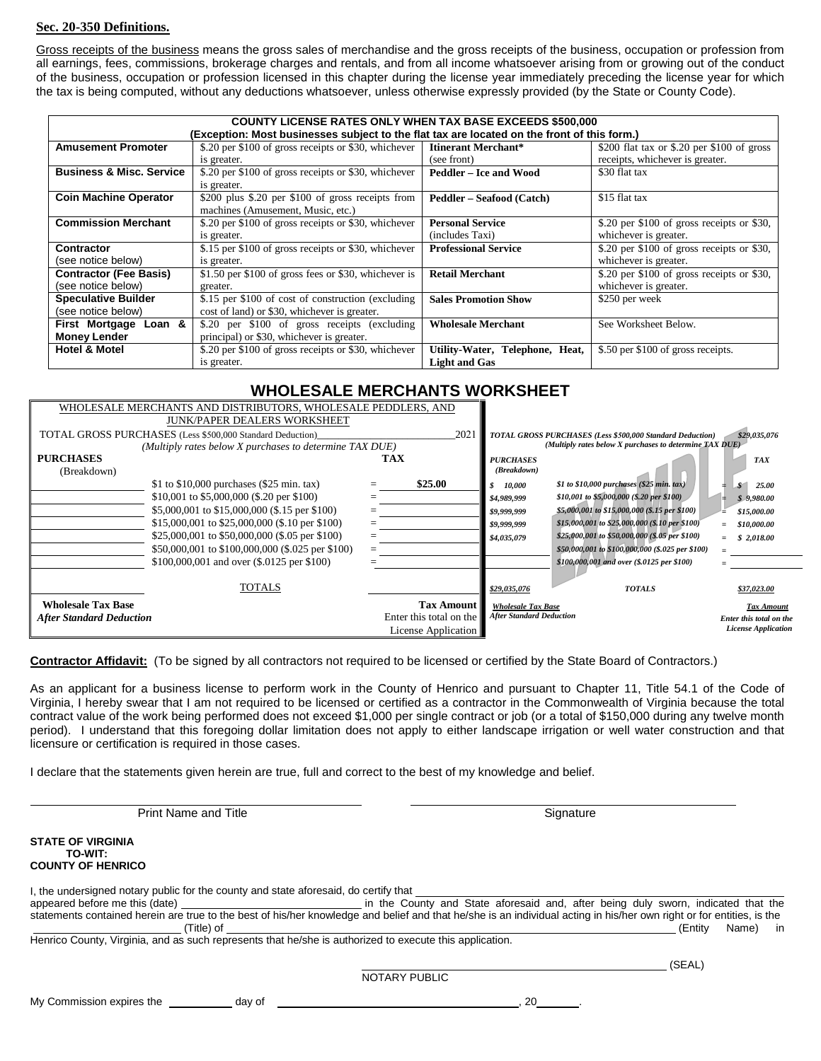**Sec. 20-350 Definitions.**

Gross receipts of the business means the gross sales of merchandise and the gross receipts of the business, occupation or profession from all earnings, fees, commissions, brokerage charges and rentals, and from all income whatsoever arising from or growing out of the conduct of the business, occupation or profession licensed in this chapter during the license year immediately preceding the license year for which the tax is being computed, without any deductions whatsoever, unless otherwise expressly provided (by the State or County Code).

| COUNTY LICENSE RATES ONLY WHEN TAX BASE EXCEEDS $500,000 (Exception: Most businesses subject to the flat tax are located on the front of this form.) | | | |
|---|---|---|---|
| **Amusement Promoter** | $.20 per $100 of gross receipts or $30, whichever is greater. | **Itinerant Merchant*** (see front) | $200 flat tax or $.20 per $100 of gross receipts, whichever is greater. |
| **Business & Misc. Service** | $.20 per $100 of gross receipts or $30, whichever is greater. | **Peddler – Ice and Wood** | $30 flat tax |
| **Coin Machine Operator** | $200 plus $.20 per $100 of gross receipts from machines (Amusement, Music, etc.) | **Peddler – Seafood (Catch)** | $15 flat tax |
| **Commission Merchant** | $.20 per $100 of gross receipts or $30, whichever is greater. | **Personal Service** (includes Taxi) | $.20 per $100 of gross receipts or $30, whichever is greater. |
| **Contractor** (see notice below) | $.15 per $100 of gross receipts or $30, whichever is greater. | **Professional Service** | $.20 per $100 of gross receipts or $30, whichever is greater. |
| **Contractor (Fee Basis)** (see notice below) | $1.50 per $100 of gross fees or $30, whichever is greater. | **Retail Merchant** | $.20 per $100 of gross receipts or $30, whichever is greater. |
| **Speculative Builder** (see notice below) | $.15 per $100 of cost of construction (excluding cost of land) or $30, whichever is greater. | **Sales Promotion Show** | $250 per week |
| **First Mortgage Loan & Money Lender** | $.20 per $100 of gross receipts (excluding principal) or $30, whichever is greater. | **Wholesale Merchant** | See Worksheet Below. |
| **Hotel & Motel** | $.20 per $100 of gross receipts or $30, whichever is greater. | **Utility-Water, Telephone, Heat, Light and Gas** | $.50 per $100 of gross receipts. |

## WHOLESALE MERCHANTS WORKSHEET

WHOLESALE MERCHANTS AND DISTRIBUTORS, WHOLESALE PEDDLERS, AND JUNK/PAPER DEALERS WORKSHEET

TOTAL GROSS PURCHASES (Less $500,000 Standard Deduction) ____________ 2021

*(Multiply rates below X purchases to determine TAX DUE)*

| PURCHASES (Breakdown) | | | TAX |
|---|---|---|---|
| | $1 to $10,000 purchases ($25 min. tax) | = | $25.00 |
| | $10,001 to $5,000,000 ($.20 per $100) | = | |
| | $5,000,001 to $15,000,000 ($.15 per $100) | = | |
| | $15,000,001 to $25,000,000 ($.10 per $100) | = | |
| | $25,000,001 to $50,000,000 ($.05 per $100) | = | |
| | $50,000,001 to $100,000,000 ($.025 per $100) | = | |
| | $100,000,001 and over ($.0125 per $100) | = | |
| | TOTALS | | |
| **Wholesale Tax Base** *After Standard Deduction* | | | **Tax Amount** Enter this total on the License Application |

*EXAMPLE*

***TOTAL GROSS PURCHASES (Less $500,000 Standard Deduction)*** ***$29,035,076***

*(Multiply rates below X purchases to determine TAX DUE)*

| *PURCHASES (Breakdown)* | | | *TAX* |
|---|---|---|---|
| *$ 10,000* | *$1 to $10,000 purchases ($25 min. tax)* | = | *$ 25.00* |
| *$4,989,999* | *$10,001 to $5,000,000 ($.20 per $100)* | = | *$ 9,980.00* |
| *$9,999,999* | *$5,000,001 to $15,000,000 ($.15 per $100)* | = | *$15,000.00* |
| *$9,999,999* | *$15,000,001 to $25,000,000 ($.10 per $100)* | = | *$10,000.00* |
| *$4,035,079* | *$25,000,001 to $50,000,000 ($.05 per $100)* | = | *$ 2,018.00* |
| | *$50,000,001 to $100,000,000 ($.025 per $100)* | = | |
| | *$100,000,001 and over ($.0125 per $100)* | = | |
| *$29,035,076* | *TOTALS* | | *$37,023.00* |
| *Wholesale Tax Base After Standard Deduction* | | | *Tax Amount Enter this total on the License Application* |

**Contractor Affidavit:** (To be signed by all contractors not required to be licensed or certified by the State Board of Contractors.)

As an applicant for a business license to perform work in the County of Henrico and pursuant to Chapter 11, Title 54.1 of the Code of Virginia, I hereby swear that I am not required to be licensed or certified as a contractor in the Commonwealth of Virginia because the total contract value of the work being performed does not exceed $1,000 per single contract or job (or a total of $150,000 during any twelve month period). I understand that this foregoing dollar limitation does not apply to either landscape irrigation or well water construction and that licensure or certification is required in those cases.

I declare that the statements given herein are true, full and correct to the best of my knowledge and belief.

______________________________ Print Name and Title

______________________________ Signature

**STATE OF VIRGINIA**
**TO-WIT:**
**COUNTY OF HENRICO**

I, the undersigned notary public for the county and state aforesaid, do certify that ______________________________ appeared before me this (date) ______________________ in the County and State aforesaid and, after being duly sworn, indicated that the statements contained herein are true to the best of his/her knowledge and belief and that he/she is an individual acting in his/her own right or for entities, is the ______________________ (Title) of ______________________________ (Entity Name) in Henrico County, Virginia, and as such represents that he/she is authorized to execute this application.

______________________________ (SEAL)
NOTARY PUBLIC

My Commission expires the __________ day of ______________________, 20______.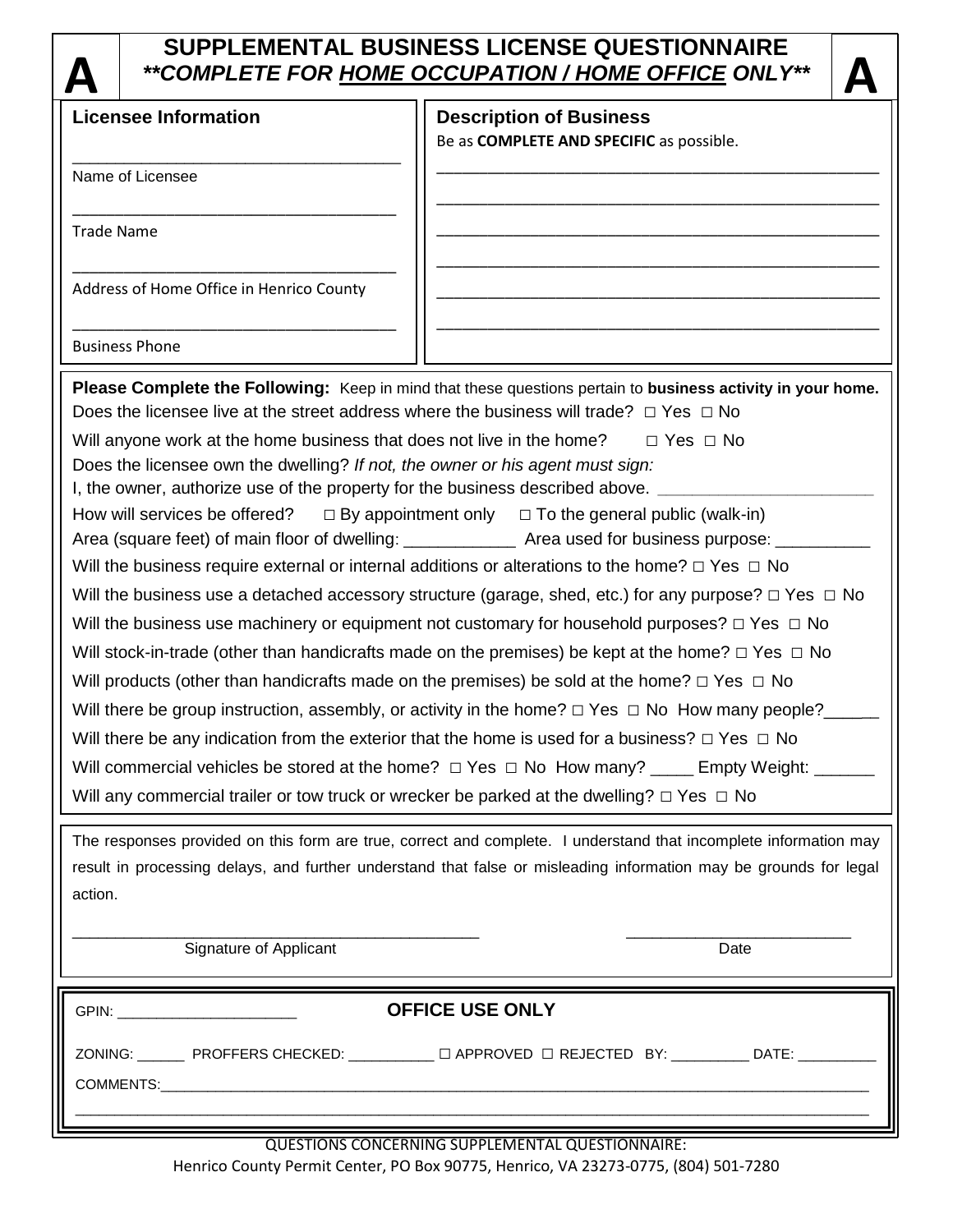# A — SUPPLEMENTAL BUSINESS LICENSE QUESTIONNAIRE — A

## ***COMPLETE FOR HOME OCCUPATION / HOME OFFICE ONLY***

### Licensee Information

_____________________________________
Name of Licensee

_____________________________________
Trade Name

_____________________________________
Address of Home Office in Henrico County

_____________________________________
Business Phone

### Description of Business

Be as **COMPLETE AND SPECIFIC** as possible.

_____________________________________________________

_____________________________________________________

_____________________________________________________

_____________________________________________________

_____________________________________________________

_____________________________________________________

**Please Complete the Following:** Keep in mind that these questions pertain to **business activity in your home.**

Does the licensee live at the street address where the business will trade? □ Yes □ No

Will anyone work at the home business that does not live in the home? □ Yes □ No

Does the licensee own the dwelling? *If not, the owner or his agent must sign:*

I, the owner, authorize use of the property for the business described above. _______________________

How will services be offered? □ By appointment only □ To the general public (walk-in)

Area (square feet) of main floor of dwelling: ____________ Area used for business purpose: __________

Will the business require external or internal additions or alterations to the home? □ Yes □ No

Will the business use a detached accessory structure (garage, shed, etc.) for any purpose? □ Yes □ No

Will the business use machinery or equipment not customary for household purposes? □ Yes □ No

Will stock-in-trade (other than handicrafts made on the premises) be kept at the home? □ Yes □ No

Will products (other than handicrafts made on the premises) be sold at the home? □ Yes □ No

Will there be group instruction, assembly, or activity in the home? □ Yes □ No How many people?______

Will there be any indication from the exterior that the home is used for a business? □ Yes □ No

Will commercial vehicles be stored at the home? □ Yes □ No How many? _____ Empty Weight: ______

Will any commercial trailer or tow truck or wrecker be parked at the dwelling? □ Yes □ No

The responses provided on this form are true, correct and complete. I understand that incomplete information may result in processing delays, and further understand that false or misleading information may be grounds for legal action.

_____________________________________________ _________________________
Signature of Applicant Date

---

GPIN: _____________________ **OFFICE USE ONLY**

ZONING: ______ PROFFERS CHECKED: ___________ ☐ APPROVED ☐ REJECTED BY: __________ DATE: __________

COMMENTS:_____________________________________________________________________________________

_______________________________________________________________________________________________

QUESTIONS CONCERNING SUPPLEMENTAL QUESTIONNAIRE:
Henrico County Permit Center, PO Box 90775, Henrico, VA 23273-0775, (804) 501-7280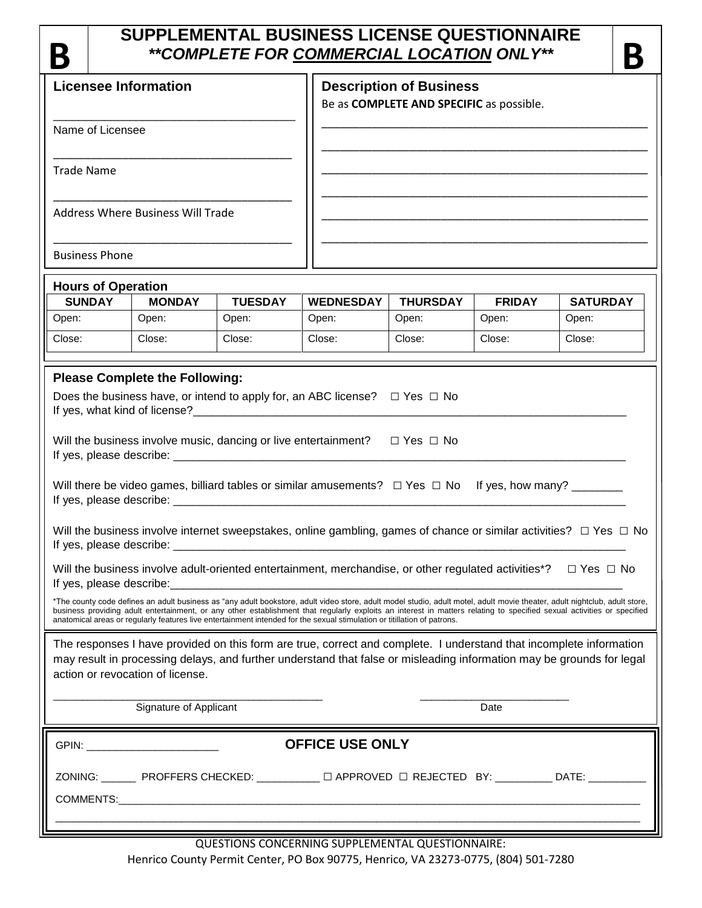# B SUPPLEMENTAL BUSINESS LICENSE QUESTIONNAIRE B

***\*\*COMPLETE FOR COMMERCIAL LOCATION ONLY\*\****

## Licensee Information

______________________________________
Name of Licensee

______________________________________
Trade Name

______________________________________
Address Where Business Will Trade

______________________________________
Business Phone

## Description of Business

Be as **COMPLETE AND SPECIFIC** as possible.

____________________________________________________

____________________________________________________

____________________________________________________

____________________________________________________

____________________________________________________

____________________________________________________

## Hours of Operation

| SUNDAY | MONDAY | TUESDAY | WEDNESDAY | THURSDAY | FRIDAY | SATURDAY |
|---|---|---|---|---|---|---|
| Open: | Open: | Open: | Open: | Open: | Open: | Open: |
| Close: | Close: | Close: | Close: | Close: | Close: | Close: |

## Please Complete the Following:

Does the business have, or intend to apply for, an ABC license? ☐ Yes ☐ No
If yes, what kind of license?______________________________________________________________________

Will the business involve music, dancing or live entertainment? ☐ Yes ☐ No
If yes, please describe: ___________________________________________________________________________

Will there be video games, billiard tables or similar amusements? ☐ Yes ☐ No If yes, how many? ________
If yes, please describe: ___________________________________________________________________________

Will the business involve internet sweepstakes, online gambling, games of chance or similar activities? ☐ Yes ☐ No
If yes, please describe: ___________________________________________________________________________

Will the business involve adult-oriented entertainment, merchandise, or other regulated activities*? ☐ Yes ☐ No
If yes, please describe:___________________________________________________________________________

*The county code defines an adult business as "any adult bookstore, adult video store, adult model studio, adult motel, adult movie theater, adult nightclub, adult store, business providing adult entertainment, or any other establishment that regularly exploits an interest in matters relating to specified sexual activities or specified anatomical areas or regularly features live entertainment intended for the sexual stimulation or titillation of patrons.

The responses I have provided on this form are true, correct and complete. I understand that incomplete information may result in processing delays, and further understand that false or misleading information may be grounds for legal action or revocation of license.

____________________________________________ ________________________
Signature of Applicant Date

**OFFICE USE ONLY**

GPIN: ______________________

ZONING: ______ PROFFERS CHECKED: ___________ ☐ APPROVED ☐ REJECTED BY: __________ DATE: __________

COMMENTS:_____________________________________________________________________________________________

_______________________________________________________________________________________________________

QUESTIONS CONCERNING SUPPLEMENTAL QUESTIONNAIRE:
Henrico County Permit Center, PO Box 90775, Henrico, VA 23273-0775, (804) 501-7280